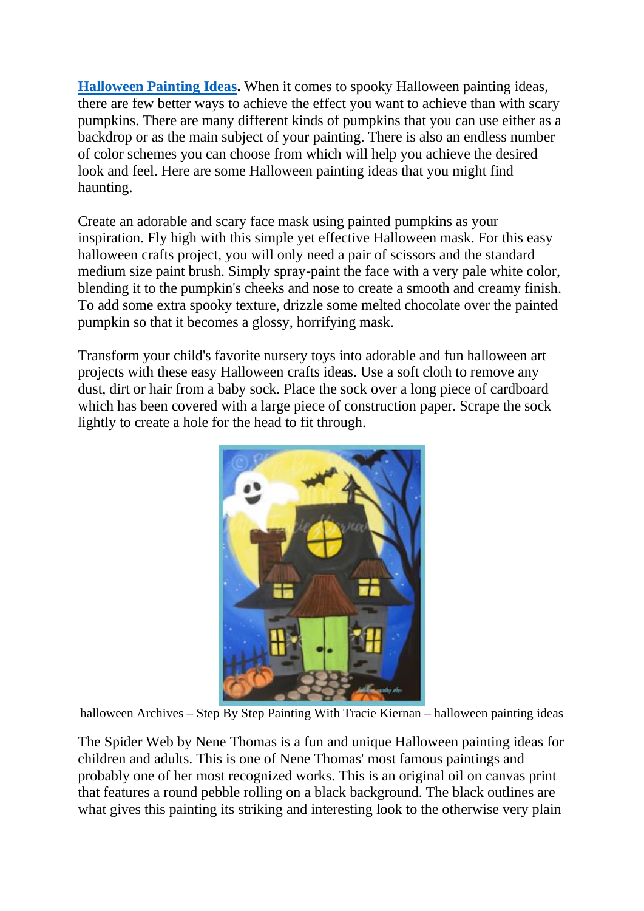**[Halloween Painting Ideas](#).** When it comes to spooky Halloween painting ideas, there are few better ways to achieve the effect you want to achieve than with scary pumpkins. There are many different kinds of pumpkins that you can use either as a backdrop or as the main subject of your painting. There is also an endless number of color schemes you can choose from which will help you achieve the desired look and feel. Here are some Halloween painting ideas that you might find haunting.

Create an adorable and scary face mask using painted pumpkins as your inspiration. Fly high with this simple yet effective Halloween mask. For this easy halloween crafts project, you will only need a pair of scissors and the standard medium size paint brush. Simply spray-paint the face with a very pale white color, blending it to the pumpkin's cheeks and nose to create a smooth and creamy finish. To add some extra spooky texture, drizzle some melted chocolate over the painted pumpkin so that it becomes a glossy, horrifying mask.

Transform your child's favorite nursery toys into adorable and fun halloween art projects with these easy Halloween crafts ideas. Use a soft cloth to remove any dust, dirt or hair from a baby sock. Place the sock over a long piece of cardboard which has been covered with a large piece of construction paper. Scrape the sock lightly to create a hole for the head to fit through.

halloween Archives – Step By Step Painting With Tracie Kiernan – halloween painting ideas

The Spider Web by Nene Thomas is a fun and unique Halloween painting ideas for children and adults. This is one of Nene Thomas' most famous paintings and probably one of her most recognized works. This is an original oil on canvas print that features a round pebble rolling on a black background. The black outlines are what gives this painting its striking and interesting look to the otherwise very plain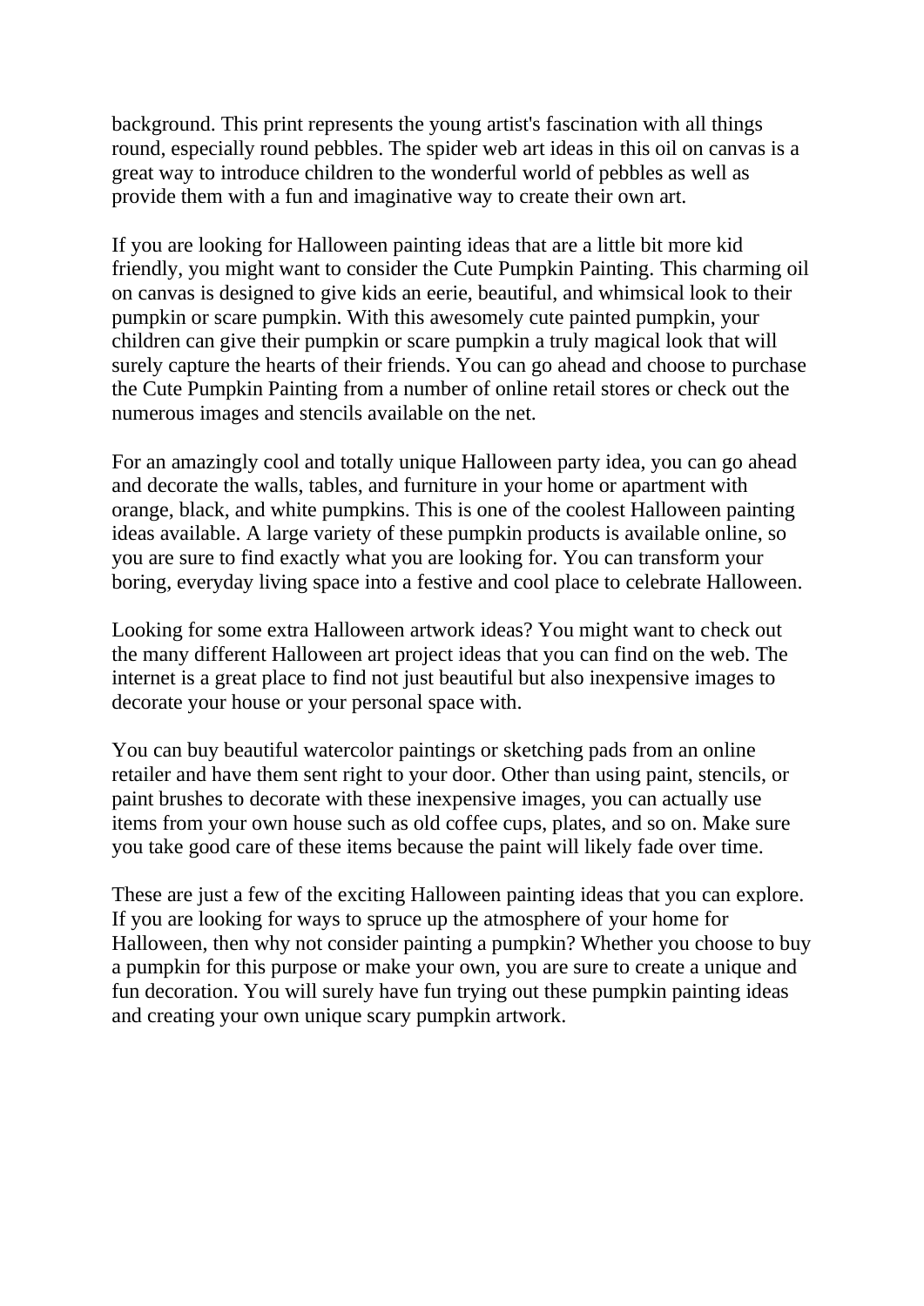background. This print represents the young artist's fascination with all things round, especially round pebbles. The spider web art ideas in this oil on canvas is a great way to introduce children to the wonderful world of pebbles as well as provide them with a fun and imaginative way to create their own art.

If you are looking for Halloween painting ideas that are a little bit more kid friendly, you might want to consider the Cute Pumpkin Painting. This charming oil on canvas is designed to give kids an eerie, beautiful, and whimsical look to their pumpkin or scare pumpkin. With this awesomely cute painted pumpkin, your children can give their pumpkin or scare pumpkin a truly magical look that will surely capture the hearts of their friends. You can go ahead and choose to purchase the Cute Pumpkin Painting from a number of online retail stores or check out the numerous images and stencils available on the net.

For an amazingly cool and totally unique Halloween party idea, you can go ahead and decorate the walls, tables, and furniture in your home or apartment with orange, black, and white pumpkins. This is one of the coolest Halloween painting ideas available. A large variety of these pumpkin products is available online, so you are sure to find exactly what you are looking for. You can transform your boring, everyday living space into a festive and cool place to celebrate Halloween.

Looking for some extra Halloween artwork ideas? You might want to check out the many different Halloween art project ideas that you can find on the web. The internet is a great place to find not just beautiful but also inexpensive images to decorate your house or your personal space with.

You can buy beautiful watercolor paintings or sketching pads from an online retailer and have them sent right to your door. Other than using paint, stencils, or paint brushes to decorate with these inexpensive images, you can actually use items from your own house such as old coffee cups, plates, and so on. Make sure you take good care of these items because the paint will likely fade over time.

These are just a few of the exciting Halloween painting ideas that you can explore. If you are looking for ways to spruce up the atmosphere of your home for Halloween, then why not consider painting a pumpkin? Whether you choose to buy a pumpkin for this purpose or make your own, you are sure to create a unique and fun decoration. You will surely have fun trying out these pumpkin painting ideas and creating your own unique scary pumpkin artwork.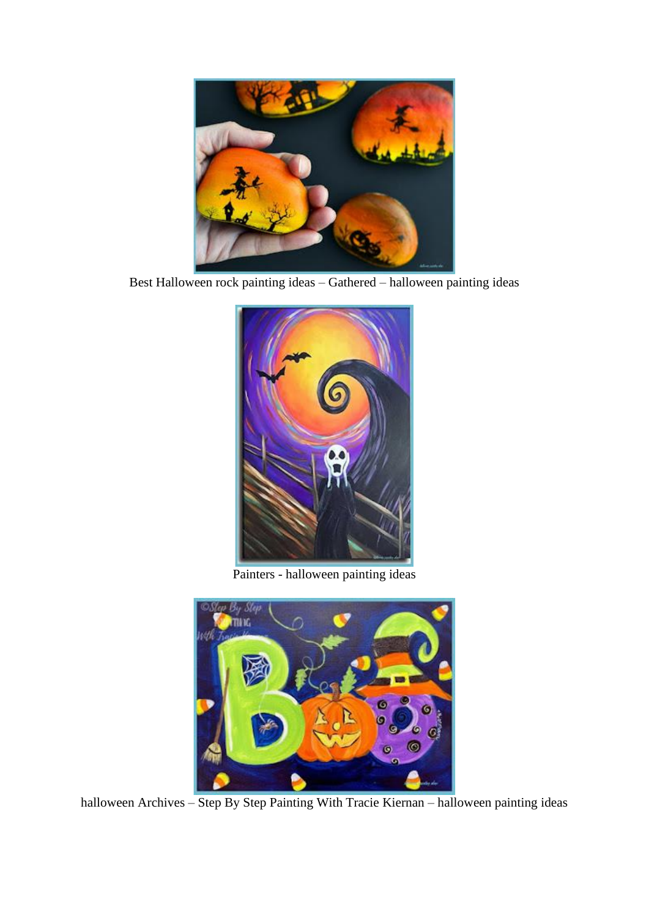Best Halloween rock painting ideas – Gathered – halloween painting ideas

Painters - halloween painting ideas

halloween Archives – Step By Step Painting With Tracie Kiernan – halloween painting ideas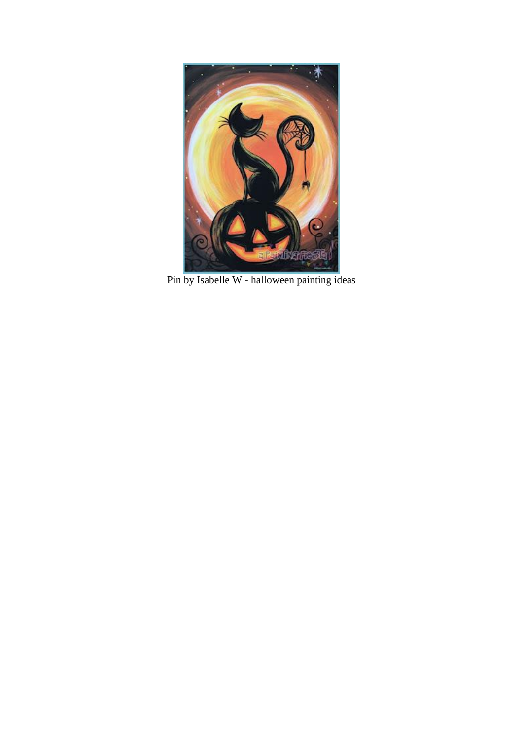Pin by Isabelle W - halloween painting ideas